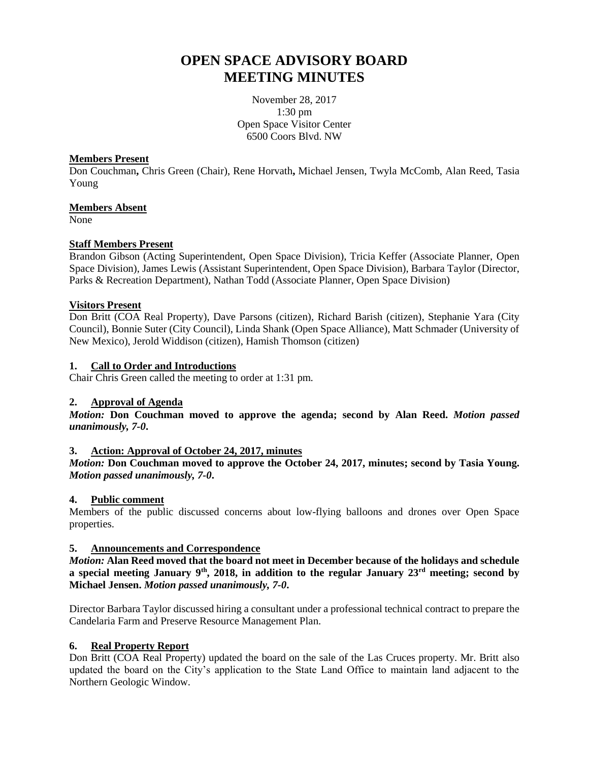# OPEN SPACE ADVISORY BOARD
# MEETING MINUTES

November 28, 2017
1:30 pm
Open Space Visitor Center
6500 Coors Blvd. NW

**Members Present**

Don Couchman**,** Chris Green (Chair), Rene Horvath**,** Michael Jensen, Twyla McComb, Alan Reed, Tasia Young

**Members Absent**

None

**Staff Members Present**

Brandon Gibson (Acting Superintendent, Open Space Division), Tricia Keffer (Associate Planner, Open Space Division), James Lewis (Assistant Superintendent, Open Space Division), Barbara Taylor (Director, Parks & Recreation Department), Nathan Todd (Associate Planner, Open Space Division)

**Visitors Present**

Don Britt (COA Real Property), Dave Parsons (citizen), Richard Barish (citizen), Stephanie Yara (City Council), Bonnie Suter (City Council), Linda Shank (Open Space Alliance), Matt Schmader (University of New Mexico), Jerold Widdison (citizen), Hamish Thomson (citizen)

**1. Call to Order and Introductions**

Chair Chris Green called the meeting to order at 1:31 pm.

**2. Approval of Agenda**

*Motion:* **Don Couchman moved to approve the agenda; second by Alan Reed.** ***Motion passed unanimously, 7-0*****.**

**3. Action: Approval of October 24, 2017, minutes**

*Motion:* **Don Couchman moved to approve the October 24, 2017, minutes; second by Tasia Young.** ***Motion passed unanimously, 7-0*****.**

**4. Public comment**

Members of the public discussed concerns about low-flying balloons and drones over Open Space properties.

**5. Announcements and Correspondence**

*Motion:* **Alan Reed moved that the board not meet in December because of the holidays and schedule a special meeting January 9th, 2018, in addition to the regular January 23rd meeting; second by Michael Jensen.** ***Motion passed unanimously, 7-0*****.**

Director Barbara Taylor discussed hiring a consultant under a professional technical contract to prepare the Candelaria Farm and Preserve Resource Management Plan.

**6. Real Property Report**

Don Britt (COA Real Property) updated the board on the sale of the Las Cruces property. Mr. Britt also updated the board on the City's application to the State Land Office to maintain land adjacent to the Northern Geologic Window.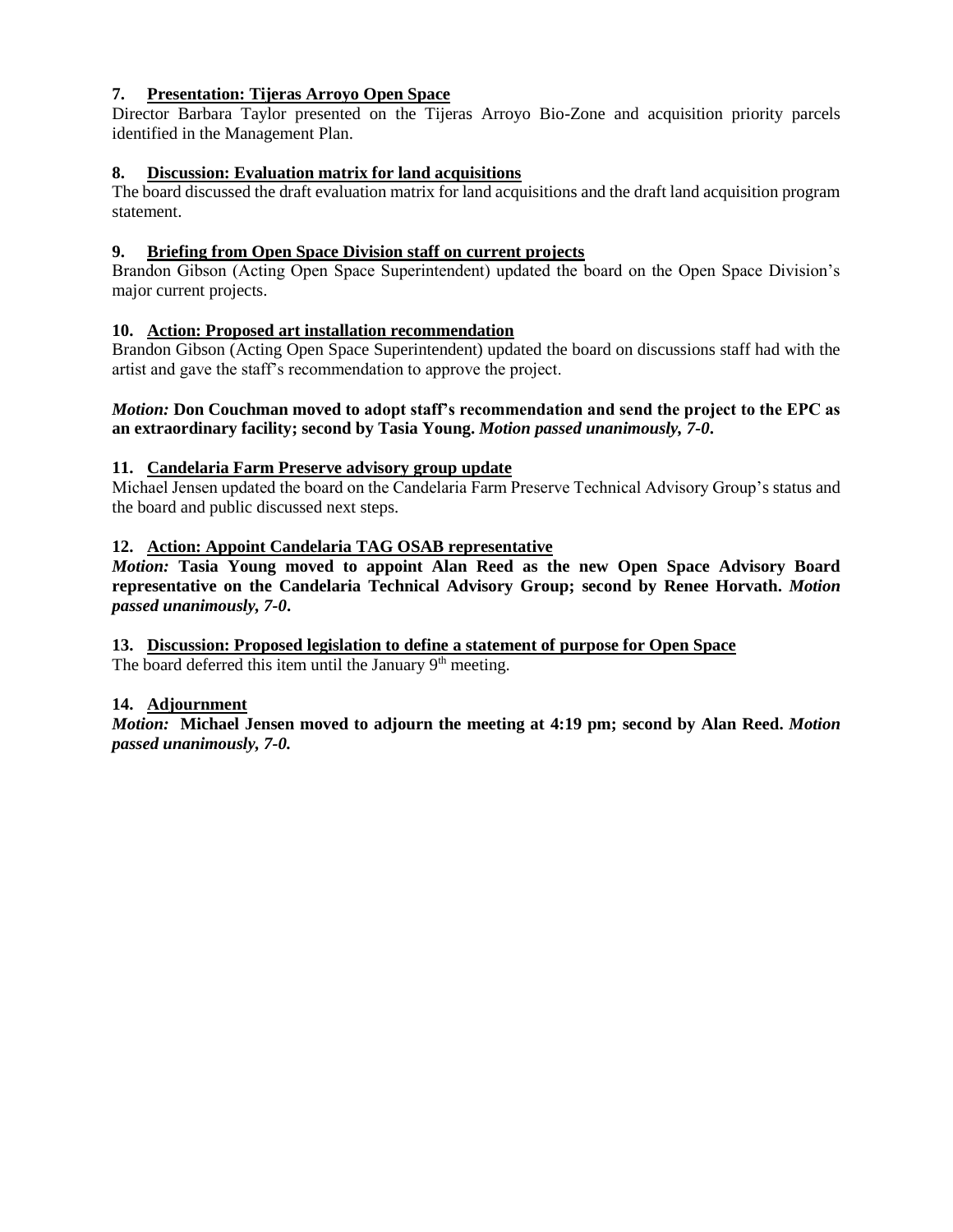**7. <u>Presentation: Tijeras Arroyo Open Space</u>**

Director Barbara Taylor presented on the Tijeras Arroyo Bio-Zone and acquisition priority parcels identified in the Management Plan.

**8. <u>Discussion: Evaluation matrix for land acquisitions</u>**

The board discussed the draft evaluation matrix for land acquisitions and the draft land acquisition program statement.

**9. <u>Briefing from Open Space Division staff on current projects</u>**

Brandon Gibson (Acting Open Space Superintendent) updated the board on the Open Space Division's major current projects.

**10. <u>Action: Proposed art installation recommendation</u>**

Brandon Gibson (Acting Open Space Superintendent) updated the board on discussions staff had with the artist and gave the staff's recommendation to approve the project.

***Motion:*** **Don Couchman moved to adopt staff's recommendation and send the project to the EPC as an extraordinary facility; second by Tasia Young.** ***Motion passed unanimously, 7-0*****.**

**11. <u>Candelaria Farm Preserve advisory group update</u>**

Michael Jensen updated the board on the Candelaria Farm Preserve Technical Advisory Group's status and the board and public discussed next steps.

**12. <u>Action: Appoint Candelaria TAG OSAB representative</u>**

***Motion:*** **Tasia Young moved to appoint Alan Reed as the new Open Space Advisory Board representative on the Candelaria Technical Advisory Group; second by Renee Horvath.** ***Motion passed unanimously, 7-0*****.**

**13. <u>Discussion: Proposed legislation to define a statement of purpose for Open Space</u>**

The board deferred this item until the January 9th meeting.

**14. <u>Adjournment</u>**

***Motion:*** **Michael Jensen moved to adjourn the meeting at 4:19 pm; second by Alan Reed.** ***Motion passed unanimously, 7-0.***